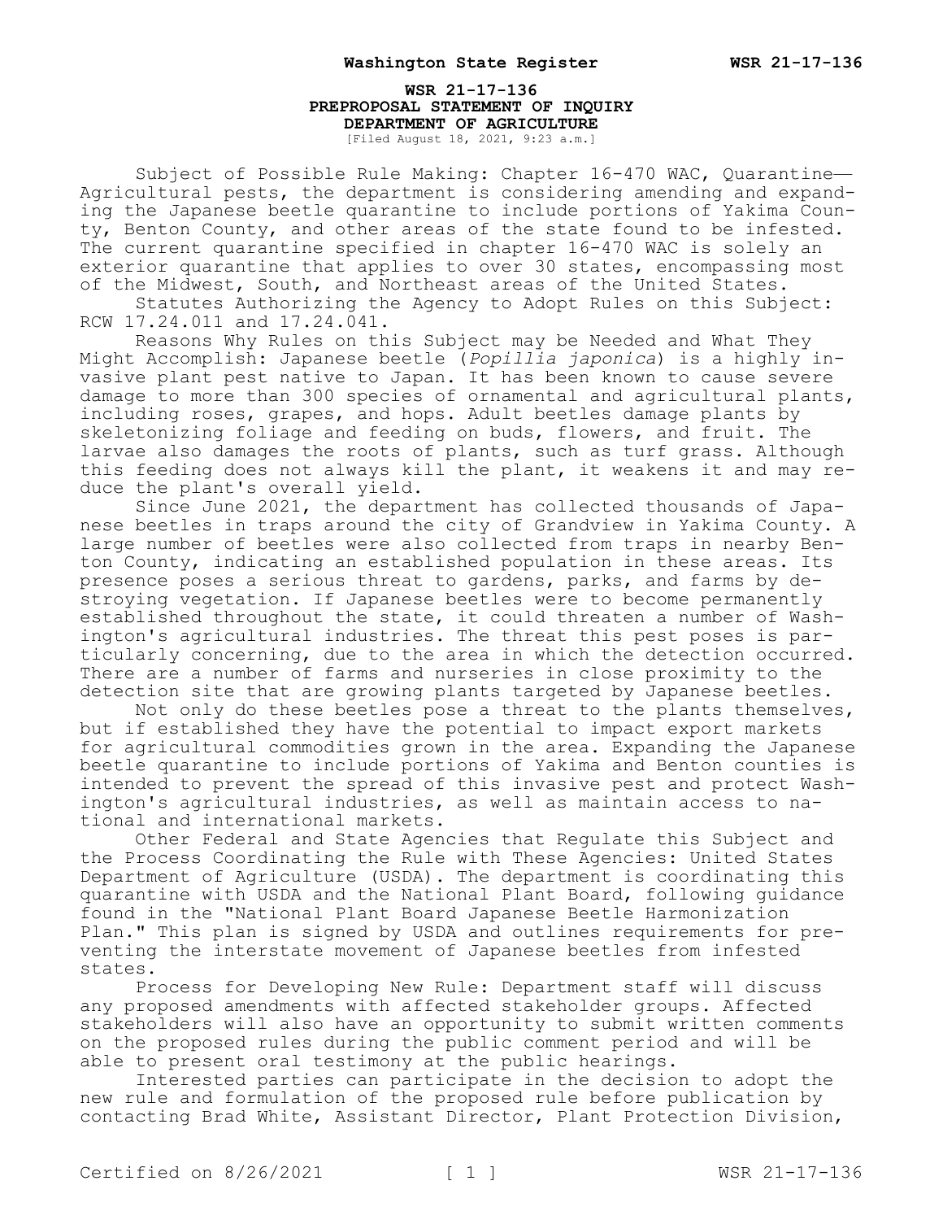# WSR 21-17-136
## PREPROPOSAL STATEMENT OF INQUIRY
## DEPARTMENT OF AGRICULTURE

[Filed August 18, 2021, 9:23 a.m.]

Subject of Possible Rule Making: Chapter 16-470 WAC, Quarantine—Agricultural pests, the department is considering amending and expanding the Japanese beetle quarantine to include portions of Yakima County, Benton County, and other areas of the state found to be infested. The current quarantine specified in chapter 16-470 WAC is solely an exterior quarantine that applies to over 30 states, encompassing most of the Midwest, South, and Northeast areas of the United States.

Statutes Authorizing the Agency to Adopt Rules on this Subject: RCW 17.24.011 and 17.24.041.

Reasons Why Rules on this Subject may be Needed and What They Might Accomplish: Japanese beetle (*Popillia japonica*) is a highly invasive plant pest native to Japan. It has been known to cause severe damage to more than 300 species of ornamental and agricultural plants, including roses, grapes, and hops. Adult beetles damage plants by skeletonizing foliage and feeding on buds, flowers, and fruit. The larvae also damages the roots of plants, such as turf grass. Although this feeding does not always kill the plant, it weakens it and may reduce the plant's overall yield.

Since June 2021, the department has collected thousands of Japanese beetles in traps around the city of Grandview in Yakima County. A large number of beetles were also collected from traps in nearby Benton County, indicating an established population in these areas. Its presence poses a serious threat to gardens, parks, and farms by destroying vegetation. If Japanese beetles were to become permanently established throughout the state, it could threaten a number of Washington's agricultural industries. The threat this pest poses is particularly concerning, due to the area in which the detection occurred. There are a number of farms and nurseries in close proximity to the detection site that are growing plants targeted by Japanese beetles.

Not only do these beetles pose a threat to the plants themselves, but if established they have the potential to impact export markets for agricultural commodities grown in the area. Expanding the Japanese beetle quarantine to include portions of Yakima and Benton counties is intended to prevent the spread of this invasive pest and protect Washington's agricultural industries, as well as maintain access to national and international markets.

Other Federal and State Agencies that Regulate this Subject and the Process Coordinating the Rule with These Agencies: United States Department of Agriculture (USDA). The department is coordinating this quarantine with USDA and the National Plant Board, following guidance found in the "National Plant Board Japanese Beetle Harmonization Plan." This plan is signed by USDA and outlines requirements for preventing the interstate movement of Japanese beetles from infested states.

Process for Developing New Rule: Department staff will discuss any proposed amendments with affected stakeholder groups. Affected stakeholders will also have an opportunity to submit written comments on the proposed rules during the public comment period and will be able to present oral testimony at the public hearings.

Interested parties can participate in the decision to adopt the new rule and formulation of the proposed rule before publication by contacting Brad White, Assistant Director, Plant Protection Division,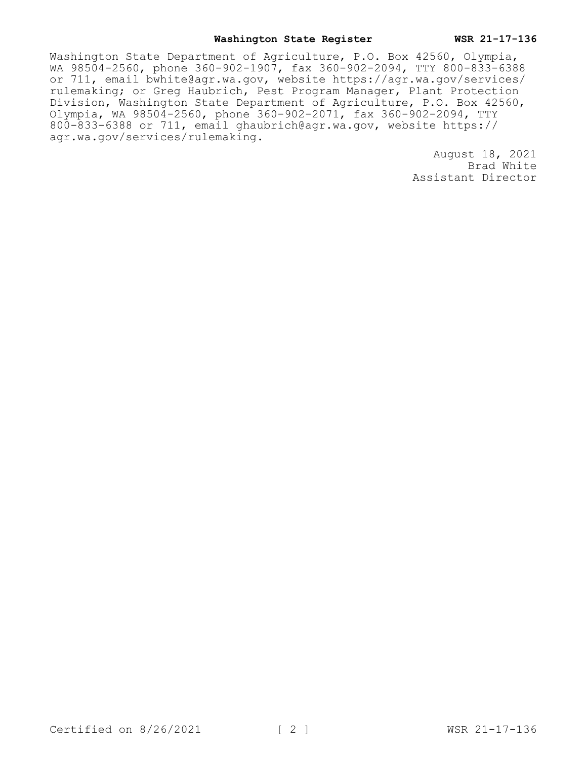Washington State Department of Agriculture, P.O. Box 42560, Olympia, WA 98504-2560, phone 360-902-1907, fax 360-902-2094, TTY 800-833-6388 or 711, email bwhite@agr.wa.gov, website https://agr.wa.gov/services/rulemaking; or Greg Haubrich, Pest Program Manager, Plant Protection Division, Washington State Department of Agriculture, P.O. Box 42560, Olympia, WA 98504-2560, phone 360-902-2071, fax 360-902-2094, TTY 800-833-6388 or 711, email ghaubrich@agr.wa.gov, website https://agr.wa.gov/services/rulemaking.

August 18, 2021
Brad White
Assistant Director